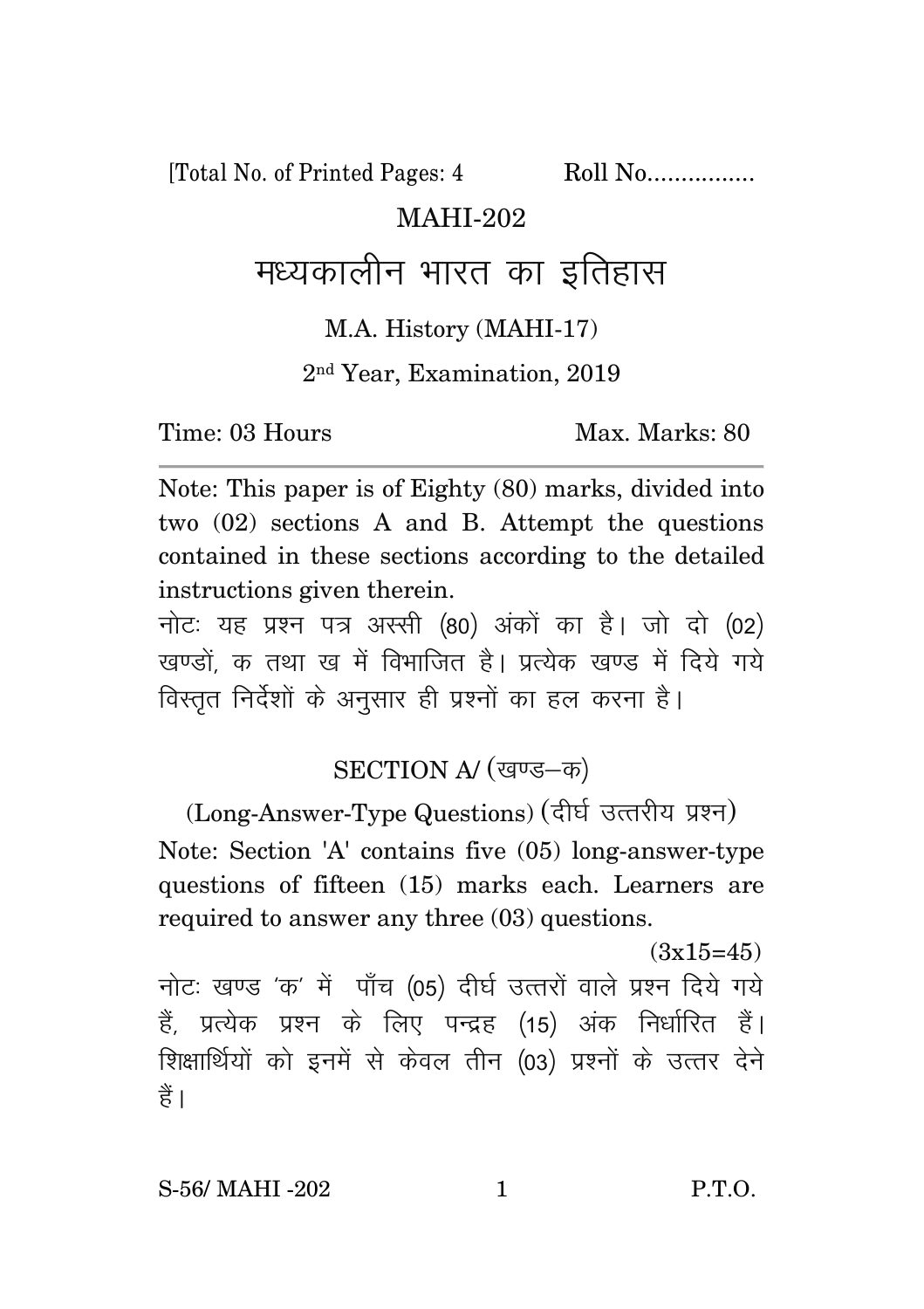[Total No. of Printed Pages: 4 Roll No................

MAHI-202

# मध्यकालीन भारत का इतिहास

M.A. History (MAHI-17)

2nd Year, Examination, 2019

Time: 03 Hours Max. Marks: 80

---

Note: This paper is of Eighty (80) marks, divided into two (02) sections A and B. Attempt the questions contained in these sections according to the detailed instructions given therein.

नोटः यह प्रश्न पत्र अस्सी (80) अंकों का है। जो दो (02) खण्डों, क तथा ख में विभाजित है। प्रत्येक खण्ड में दिये गये विस्तृत निर्देशों के अनुसार ही प्रश्नों का हल करना है।

## SECTION A/ (खण्ड–क)

(Long-Answer-Type Questions) (दीर्घ उत्तरीय प्रश्न)

Note: Section 'A' contains five (05) long-answer-type questions of fifteen (15) marks each. Learners are required to answer any three (03) questions.

(3x15=45)

नोटः खण्ड 'क' में पाँच (05) दीर्घ उत्तरों वाले प्रश्न दिये गये हैं, प्रत्येक प्रश्न के लिए पन्द्रह (15) अंक निर्धारित हैं। शिक्षार्थियों को इनमें से केवल तीन (03) प्रश्नों के उत्तर देने हैं।

S-56/ MAHI -202 P.T.O.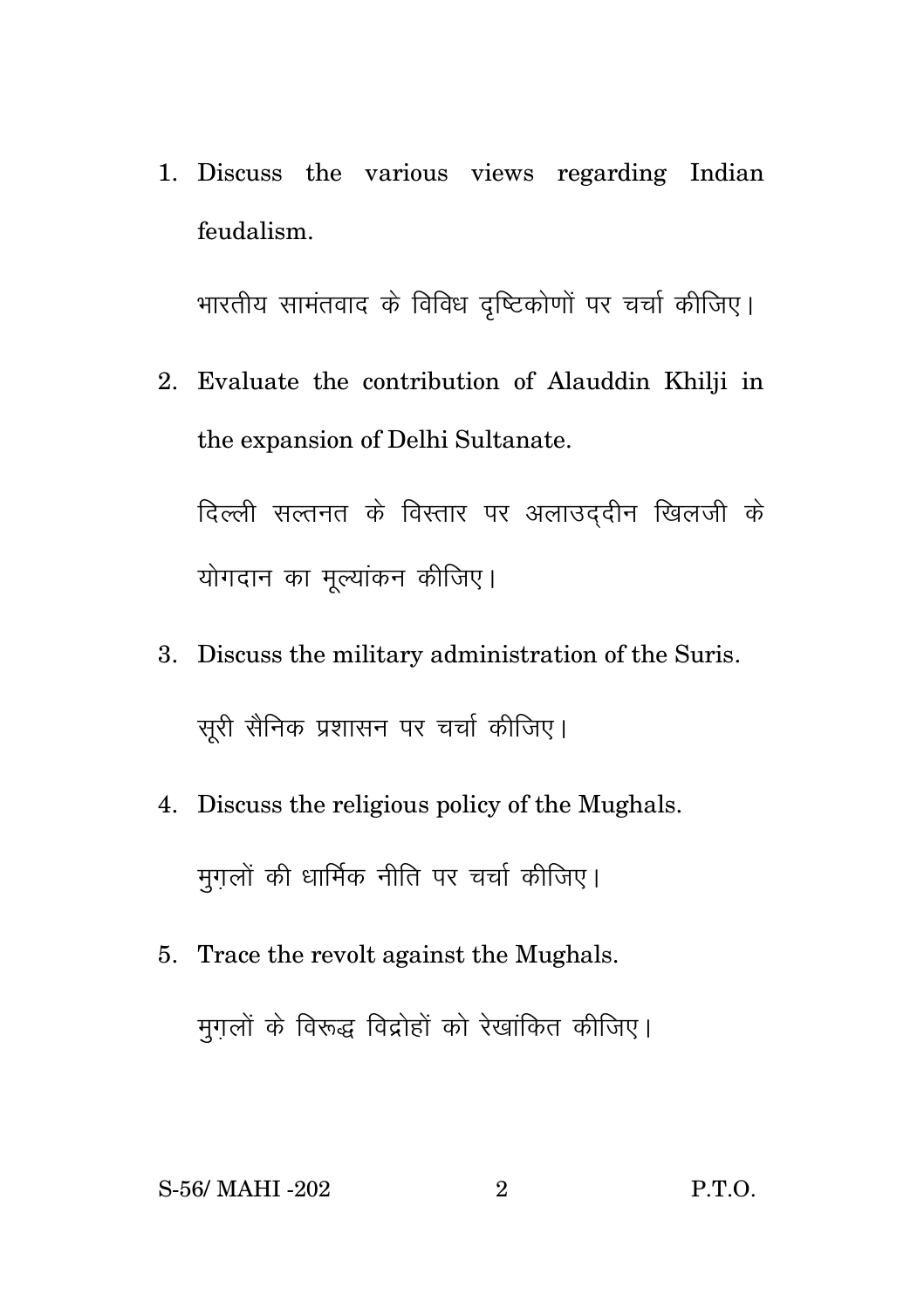1. Discuss the various views regarding Indian feudalism.

   भारतीय सामंतवाद के विविध दृष्टिकोणों पर चर्चा कीजिए।

2. Evaluate the contribution of Alauddin Khilji in the expansion of Delhi Sultanate.

   दिल्ली सल्तनत के विस्तार पर अलाउद्दीन खिलजी के योगदान का मूल्यांकन कीजिए।

3. Discuss the military administration of the Suris.

   सूरी सैनिक प्रशासन पर चर्चा कीजिए।

4. Discuss the religious policy of the Mughals.

   मुग़लों की धार्मिक नीति पर चर्चा कीजिए।

5. Trace the revolt against the Mughals.

   मुग़लों के विरूद्ध विद्रोहों को रेखांकित कीजिए।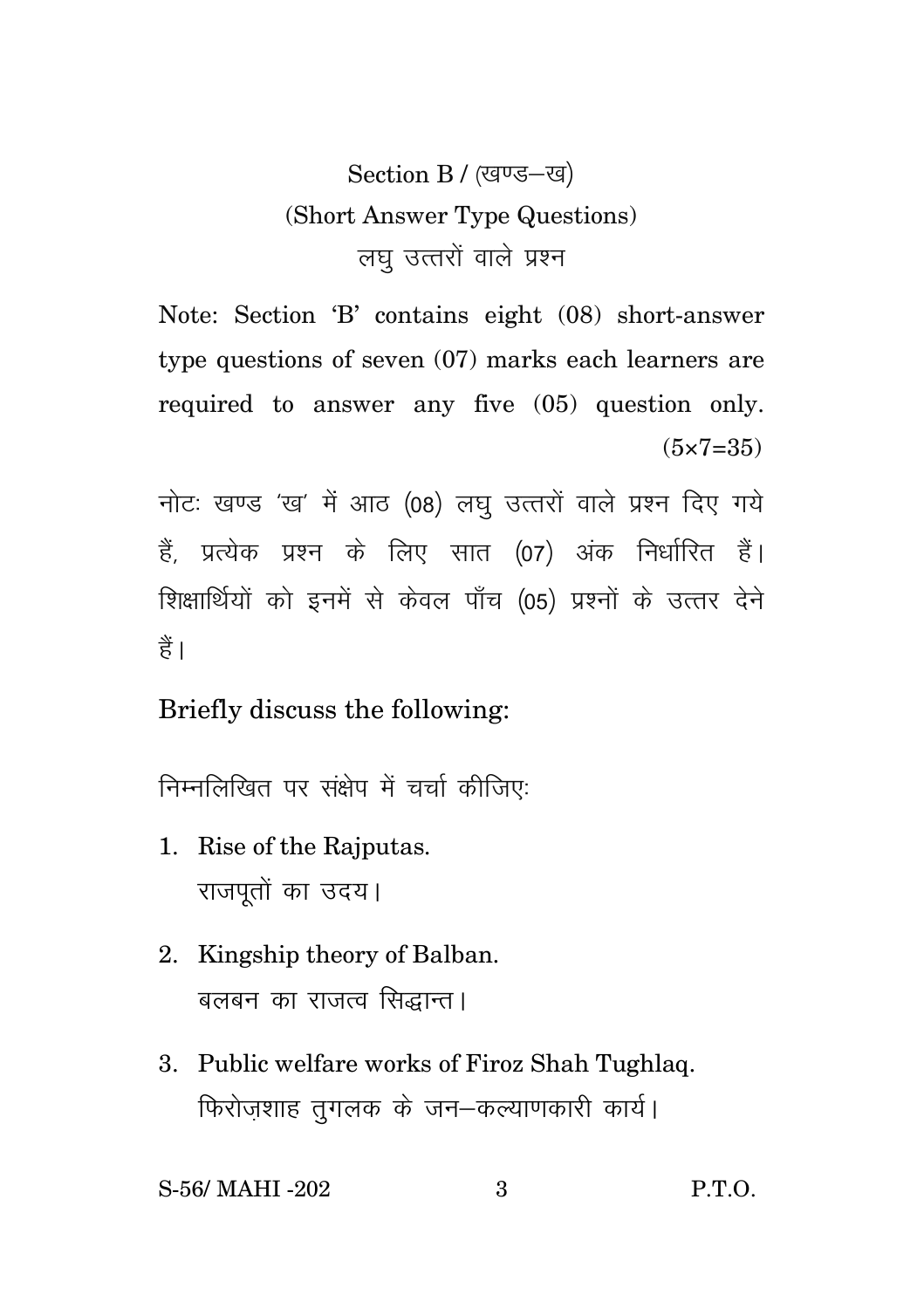## Section B / (खण्ड–ख)

### (Short Answer Type Questions)

### लघु उत्तरों वाले प्रश्न

Note: Section 'B' contains eight (08) short-answer type questions of seven (07) marks each learners are required to answer any five (05) question only. (5×7=35)

नोटः खण्ड 'ख' में आठ (08) लघु उत्तरों वाले प्रश्न दिए गये हैं, प्रत्येक प्रश्न के लिए सात (07) अंक निर्धारित हैं। शिक्षार्थियों को इनमें से केवल पाँच (05) प्रश्नों के उत्तर देने हैं।

Briefly discuss the following:

निम्नलिखित पर संक्षेप में चर्चा कीजिए:

1. Rise of the Rajputas.
   राजपूतों का उदय।

2. Kingship theory of Balban.
   बलबन का राजत्व सिद्धान्त।

3. Public welfare works of Firoz Shah Tughlaq.
   फिरोज़शाह तुगलक के जन–कल्याणकारी कार्य।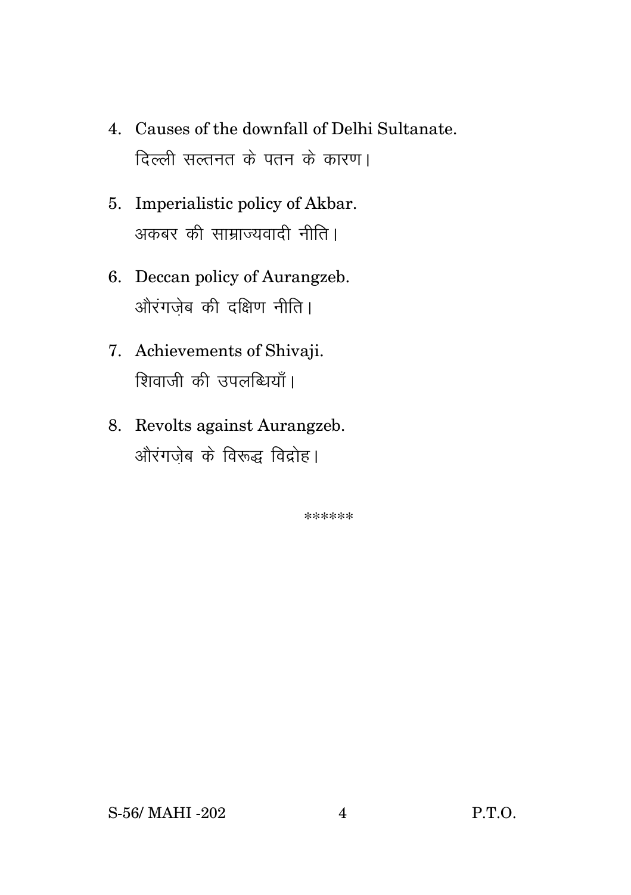4. Causes of the downfall of Delhi Sultanate.
   दिल्ली सल्तनत के पतन के कारण।

5. Imperialistic policy of Akbar.
   अकबर की साम्राज्यवादी नीति।

6. Deccan policy of Aurangzeb.
   औरंगज़ेब की दक्षिण नीति।

7. Achievements of Shivaji.
   शिवाजी की उपलब्धियाँ।

8. Revolts against Aurangzeb.
   औरंगज़ेब के विरूद्ध विद्रोह।

******

S-56/ MAHI -202 P.T.O.